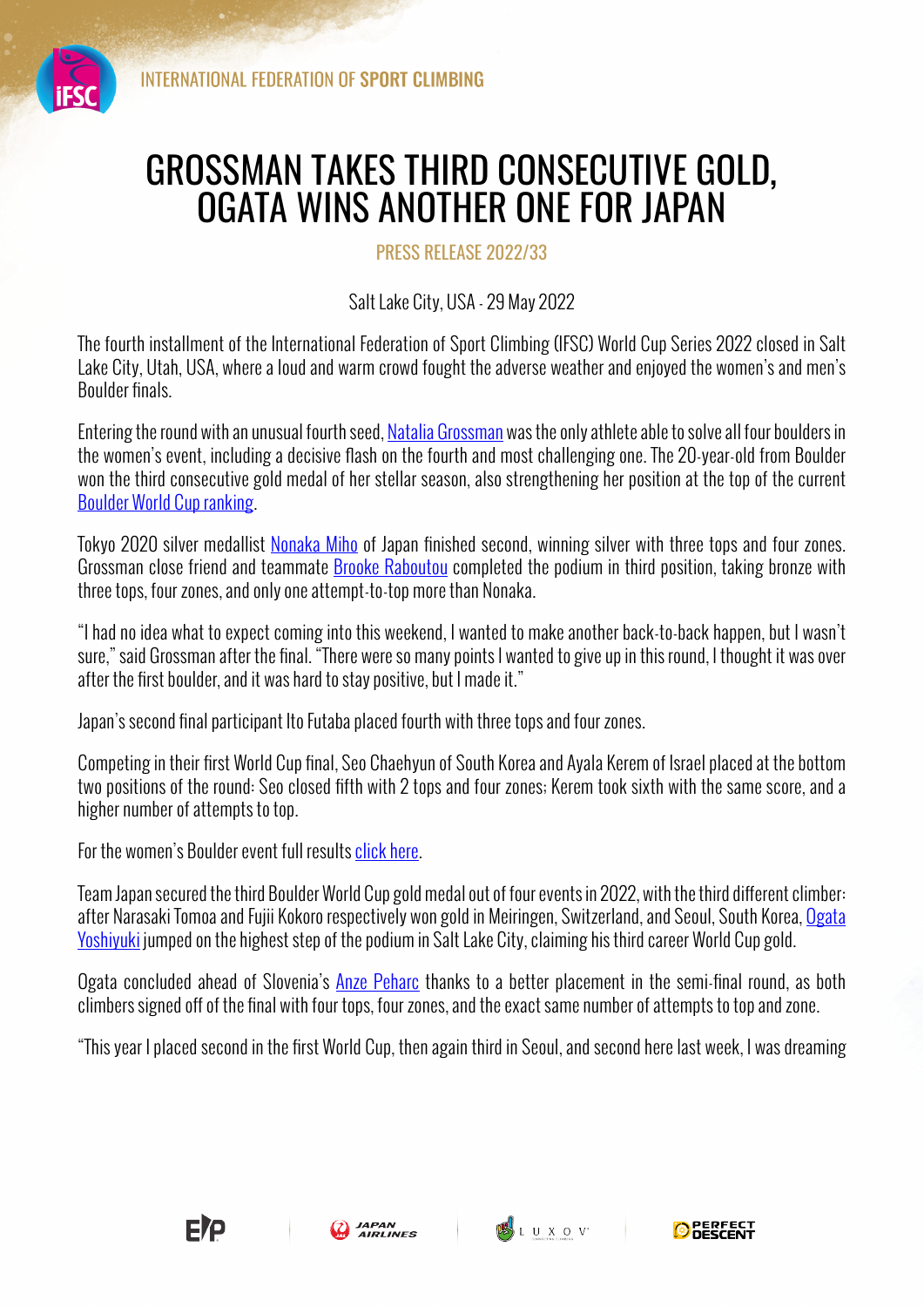INTERNATIONAL FEDERATION OF **SPORT CLIMBING**

# GROSSMAN TAKES THIRD CONSECUTIVE GOLD, OGATA WINS ANOTHER ONE FOR JAPAN

PRESS RELEASE 2022/33

Salt Lake City, USA - 29 May 2022

The fourth installment of the International Federation of Sport Climbing (IFSC) World Cup Series 2022 closed in Salt Lake City, Utah, USA, where a loud and warm crowd fought the adverse weather and enjoyed the women's and men's Boulder finals.

Entering the round with an unusual fourth seed, Natalia Grossman was the only athlete able to solve all four boulders in the women's event, including a decisive flash on the fourth and most challenging one. The 20-year-old from Boulder won the third consecutive gold medal of her stellar season, also strengthening her position at the top of the current Boulder World Cup ranking.

Tokyo 2020 silver medallist Nonaka Miho of Japan finished second, winning silver with three tops and four zones. Grossman close friend and teammate Brooke Raboutou completed the podium in third position, taking bronze with three tops, four zones, and only one attempt-to-top more than Nonaka.

"I had no idea what to expect coming into this weekend, I wanted to make another back-to-back happen, but I wasn't sure," said Grossman after the final. "There were so many points I wanted to give up in this round, I thought it was over after the first boulder, and it was hard to stay positive, but I made it."

Japan's second final participant Ito Futaba placed fourth with three tops and four zones.

Competing in their first World Cup final, Seo Chaehyun of South Korea and Ayala Kerem of Israel placed at the bottom two positions of the round: Seo closed fifth with 2 tops and four zones; Kerem took sixth with the same score, and a higher number of attempts to top.

For the women's Boulder event full results click here.

Team Japan secured the third Boulder World Cup gold medal out of four events in 2022, with the third different climber: after Narasaki Tomoa and Fujii Kokoro respectively won gold in Meiringen, Switzerland, and Seoul, South Korea, Ogata Yoshiyuki jumped on the highest step of the podium in Salt Lake City, claiming his third career World Cup gold.

Ogata concluded ahead of Slovenia's Anze Peharc thanks to a better placement in the semi-final round, as both climbers signed off of the final with four tops, four zones, and the exact same number of attempts to top and zone.

"This year I placed second in the first World Cup, then again third in Seoul, and second here last week, I was dreaming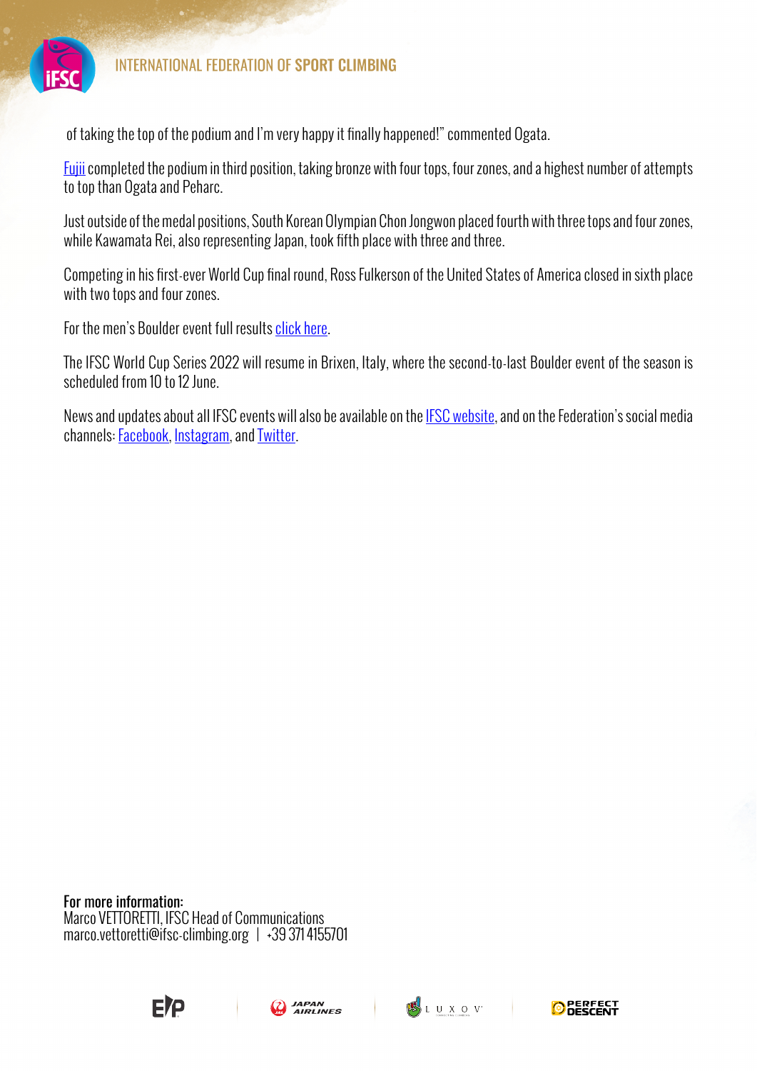of taking the top of the podium and I'm very happy it finally happened!" commented Ogata.

Fujii completed the podium in third position, taking bronze with four tops, four zones, and a highest number of attempts to top than Ogata and Peharc.

Just outside of the medal positions, South Korean Olympian Chon Jongwon placed fourth with three tops and four zones, while Kawamata Rei, also representing Japan, took fifth place with three and three.

Competing in his first-ever World Cup final round, Ross Fulkerson of the United States of America closed in sixth place with two tops and four zones.

For the men's Boulder event full results click here.

The IFSC World Cup Series 2022 will resume in Brixen, Italy, where the second-to-last Boulder event of the season is scheduled from 10 to 12 June.

News and updates about all IFSC events will also be available on the IFSC website, and on the Federation's social media channels: Facebook, Instagram, and Twitter.

**For more information:**
Marco VETTORETTI, IFSC Head of Communications
marco.vettoretti@ifsc-climbing.org | +39 371 4155701